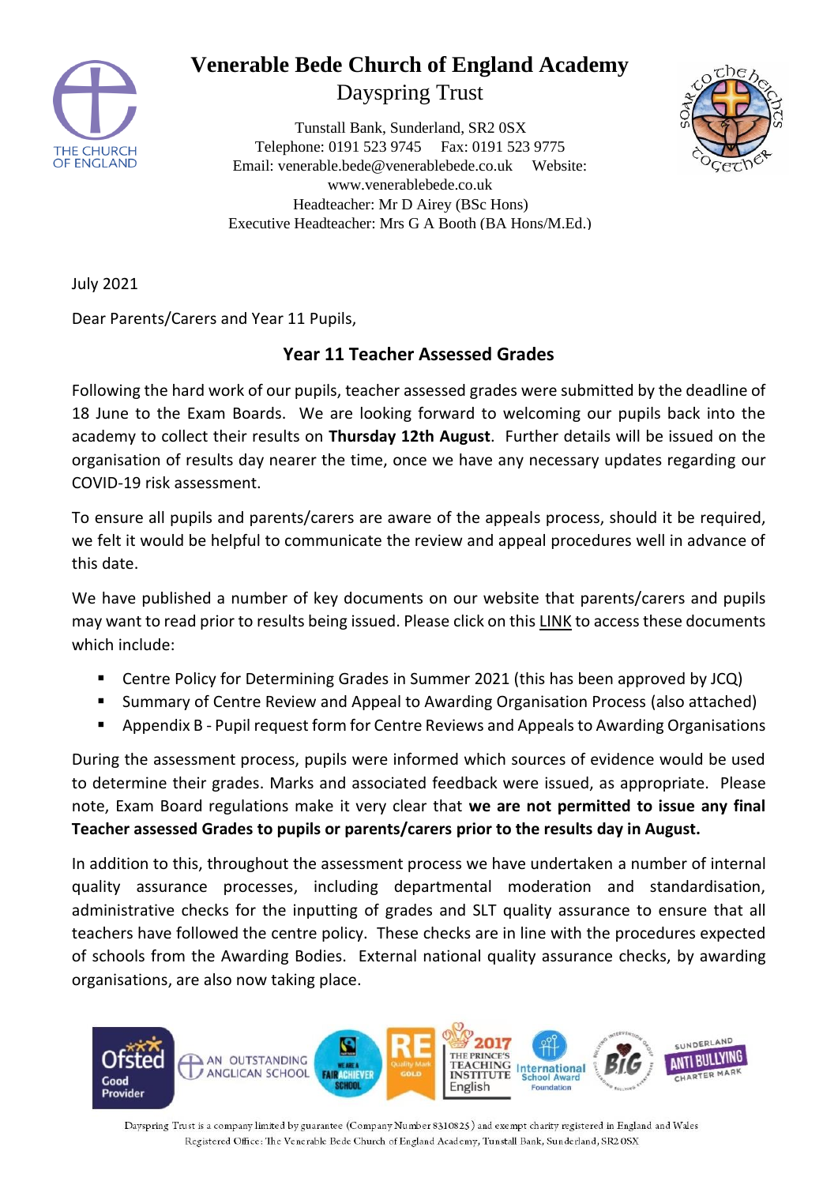# Venerable Bede Church of England Academy

Dayspring Trust

Tunstall Bank, Sunderland, SR2 0SX
Telephone: 0191 523 9745 Fax: 0191 523 9775
Email: venerable.bede@venerablebede.co.uk Website: www.venerablebede.co.uk
Headteacher: Mr D Airey (BSc Hons)
Executive Headteacher: Mrs G A Booth (BA Hons/M.Ed.)

July 2021

Dear Parents/Carers and Year 11 Pupils,

## Year 11 Teacher Assessed Grades

Following the hard work of our pupils, teacher assessed grades were submitted by the deadline of 18 June to the Exam Boards. We are looking forward to welcoming our pupils back into the academy to collect their results on **Thursday 12th August**. Further details will be issued on the organisation of results day nearer the time, once we have any necessary updates regarding our COVID-19 risk assessment.

To ensure all pupils and parents/carers are aware of the appeals process, should it be required, we felt it would be helpful to communicate the review and appeal procedures well in advance of this date.

We have published a number of key documents on our website that parents/carers and pupils may want to read prior to results being issued. Please click on this LINK to access these documents which include:

- Centre Policy for Determining Grades in Summer 2021 (this has been approved by JCQ)
- Summary of Centre Review and Appeal to Awarding Organisation Process (also attached)
- Appendix B - Pupil request form for Centre Reviews and Appeals to Awarding Organisations

During the assessment process, pupils were informed which sources of evidence would be used to determine their grades. Marks and associated feedback were issued, as appropriate. Please note, Exam Board regulations make it very clear that **we are not permitted to issue any final Teacher assessed Grades to pupils or parents/carers prior to the results day in August.**

In addition to this, throughout the assessment process we have undertaken a number of internal quality assurance processes, including departmental moderation and standardisation, administrative checks for the inputting of grades and SLT quality assurance to ensure that all teachers have followed the centre policy. These checks are in line with the procedures expected of schools from the Awarding Bodies. External national quality assurance checks, by awarding organisations, are also now taking place.

Dayspring Trust is a company limited by guarantee (Company Number 8310825) and exempt charity registered in England and Wales
Registered Office: The Venerable Bede Church of England Academy, Tunstall Bank, Sunderland, SR2 0SX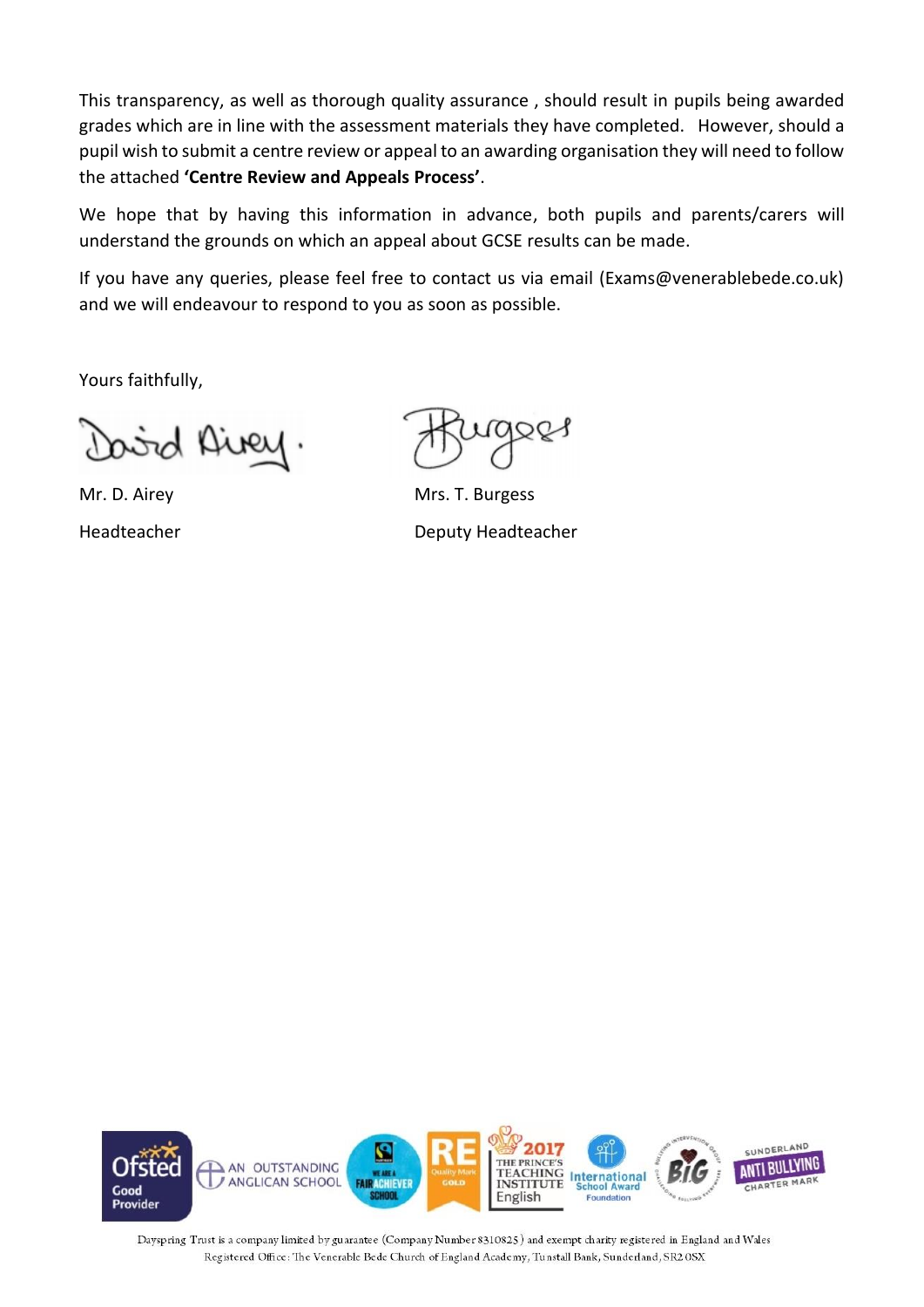This transparency, as well as thorough quality assurance , should result in pupils being awarded grades which are in line with the assessment materials they have completed. However, should a pupil wish to submit a centre review or appeal to an awarding organisation they will need to follow the attached **'Centre Review and Appeals Process'**.

We hope that by having this information in advance, both pupils and parents/carers will understand the grounds on which an appeal about GCSE results can be made.

If you have any queries, please feel free to contact us via email (Exams@venerablebede.co.uk) and we will endeavour to respond to you as soon as possible.

Yours faithfully,

| Mr. D. Airey | Mrs. T. Burgess |
| --- | --- |
| Headteacher | Deputy Headteacher |

Dayspring Trust is a company limited by guarantee (Company Number 8310825) and exempt charity registered in England and Wales
Registered Office: The Venerable Bede Church of England Academy, Tunstall Bank, Sunderland, SR2 0SX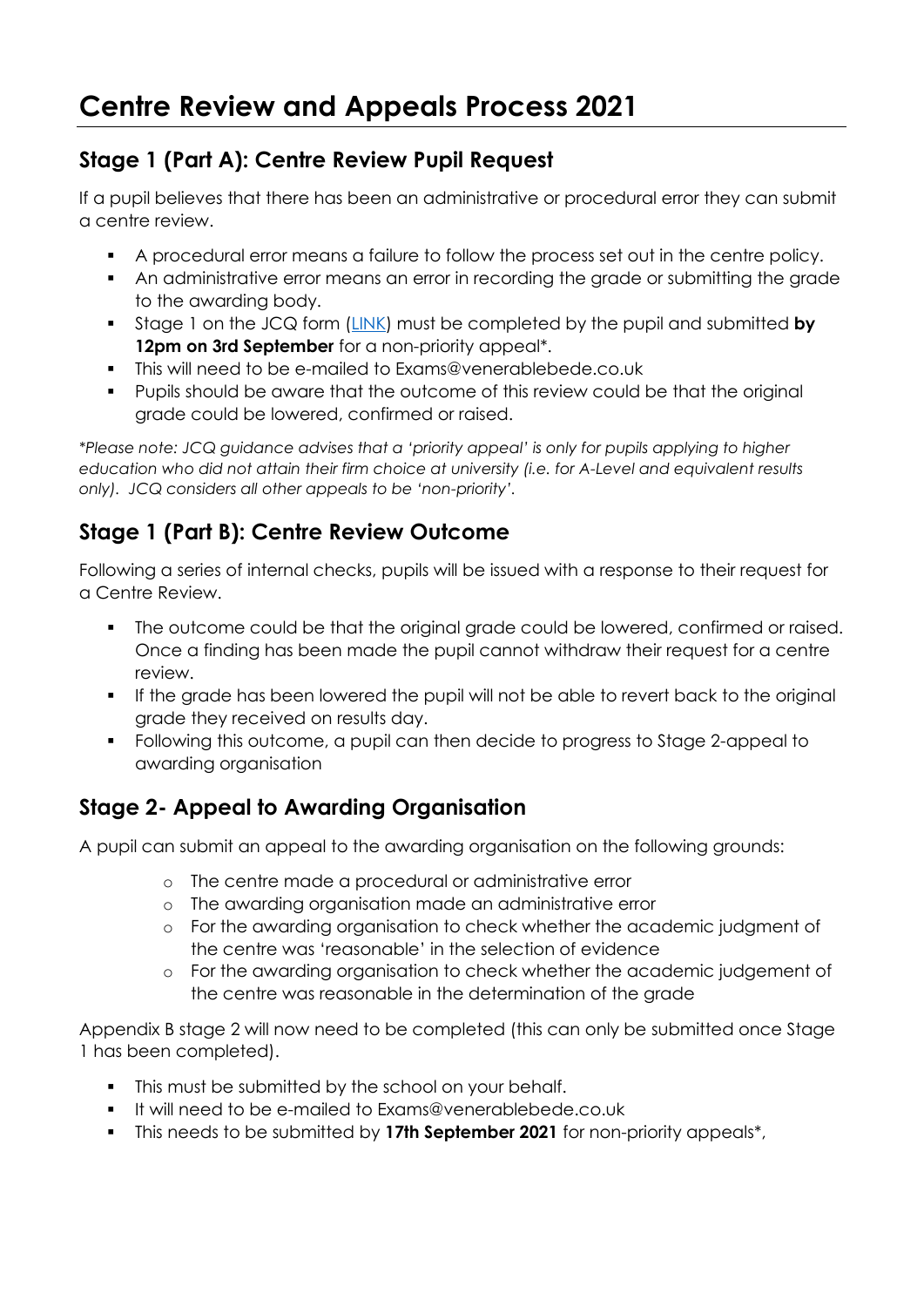# Centre Review and Appeals Process 2021

## Stage 1 (Part A): Centre Review Pupil Request

If a pupil believes that there has been an administrative or procedural error they can submit a centre review.

- A procedural error means a failure to follow the process set out in the centre policy.
- An administrative error means an error in recording the grade or submitting the grade to the awarding body.
- Stage 1 on the JCQ form (LINK) must be completed by the pupil and submitted **by 12pm on 3rd September** for a non-priority appeal*.
- This will need to be e-mailed to Exams@venerablebede.co.uk
- Pupils should be aware that the outcome of this review could be that the original grade could be lowered, confirmed or raised.

*\*Please note: JCQ guidance advises that a 'priority appeal' is only for pupils applying to higher education who did not attain their firm choice at university (i.e. for A-Level and equivalent results only). JCQ considers all other appeals to be 'non-priority'.*

## Stage 1 (Part B): Centre Review Outcome

Following a series of internal checks, pupils will be issued with a response to their request for a Centre Review.

- The outcome could be that the original grade could be lowered, confirmed or raised. Once a finding has been made the pupil cannot withdraw their request for a centre review.
- If the grade has been lowered the pupil will not be able to revert back to the original grade they received on results day.
- Following this outcome, a pupil can then decide to progress to Stage 2-appeal to awarding organisation

## Stage 2- Appeal to Awarding Organisation

A pupil can submit an appeal to the awarding organisation on the following grounds:

- The centre made a procedural or administrative error
- The awarding organisation made an administrative error
- For the awarding organisation to check whether the academic judgment of the centre was 'reasonable' in the selection of evidence
- For the awarding organisation to check whether the academic judgement of the centre was reasonable in the determination of the grade

Appendix B stage 2 will now need to be completed (this can only be submitted once Stage 1 has been completed).

- This must be submitted by the school on your behalf.
- It will need to be e-mailed to Exams@venerablebede.co.uk
- This needs to be submitted by **17th September 2021** for non-priority appeals*,